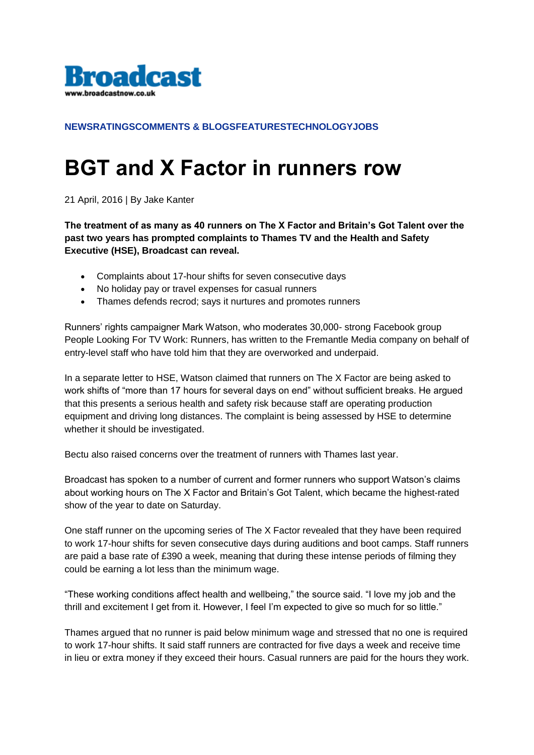Broadcast
www.broadcastnow.co.uk

NEWSRATINGSCOMMENTS & BLOGSFEATURESTECHNOLOGYJOBS

# BGT and X Factor in runners row

21 April, 2016 | By Jake Kanter

**The treatment of as many as 40 runners on The X Factor and Britain's Got Talent over the past two years has prompted complaints to Thames TV and the Health and Safety Executive (HSE), Broadcast can reveal.**

- Complaints about 17-hour shifts for seven consecutive days
- No holiday pay or travel expenses for casual runners
- Thames defends recrod; says it nurtures and promotes runners

Runners' rights campaigner Mark Watson, who moderates 30,000- strong Facebook group People Looking For TV Work: Runners, has written to the Fremantle Media company on behalf of entry-level staff who have told him that they are overworked and underpaid.

In a separate letter to HSE, Watson claimed that runners on The X Factor are being asked to work shifts of "more than 17 hours for several days on end" without sufficient breaks. He argued that this presents a serious health and safety risk because staff are operating production equipment and driving long distances. The complaint is being assessed by HSE to determine whether it should be investigated.

Bectu also raised concerns over the treatment of runners with Thames last year.

Broadcast has spoken to a number of current and former runners who support Watson's claims about working hours on The X Factor and Britain's Got Talent, which became the highest-rated show of the year to date on Saturday.

One staff runner on the upcoming series of The X Factor revealed that they have been required to work 17-hour shifts for seven consecutive days during auditions and boot camps. Staff runners are paid a base rate of £390 a week, meaning that during these intense periods of filming they could be earning a lot less than the minimum wage.

"These working conditions affect health and wellbeing," the source said. "I love my job and the thrill and excitement I get from it. However, I feel I'm expected to give so much for so little."

Thames argued that no runner is paid below minimum wage and stressed that no one is required to work 17-hour shifts. It said staff runners are contracted for five days a week and receive time in lieu or extra money if they exceed their hours. Casual runners are paid for the hours they work.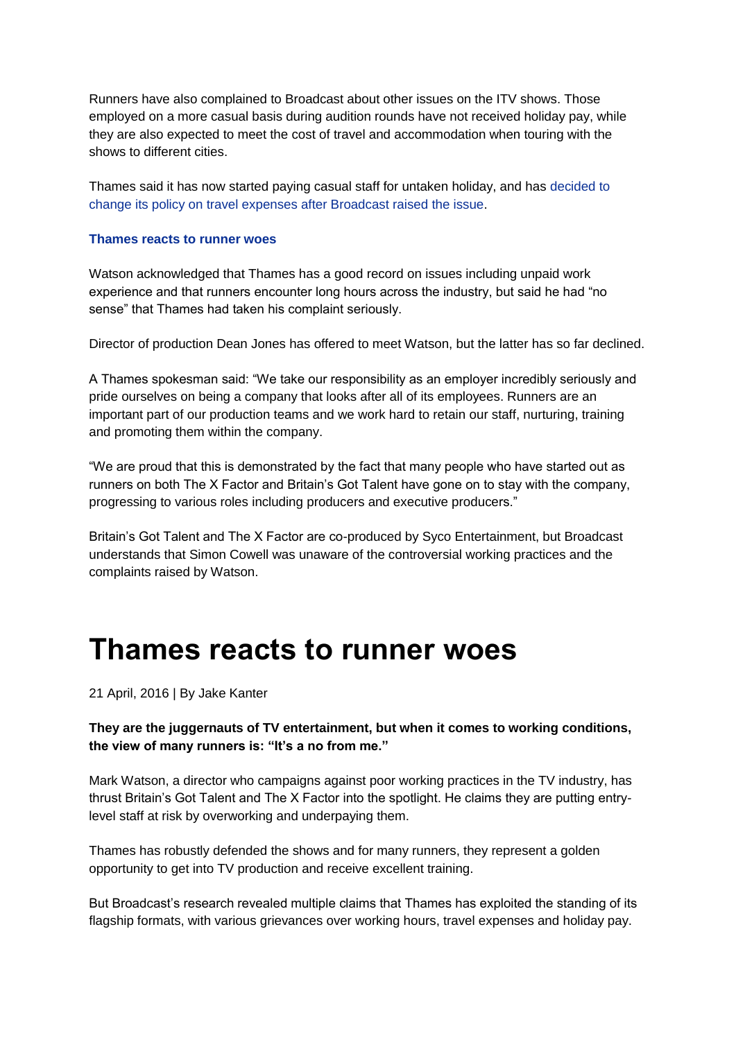Runners have also complained to Broadcast about other issues on the ITV shows. Those employed on a more casual basis during audition rounds have not received holiday pay, while they are also expected to meet the cost of travel and accommodation when touring with the shows to different cities.

Thames said it has now started paying casual staff for untaken holiday, and has decided to change its policy on travel expenses after Broadcast raised the issue.

**Thames reacts to runner woes**

Watson acknowledged that Thames has a good record on issues including unpaid work experience and that runners encounter long hours across the industry, but said he had "no sense" that Thames had taken his complaint seriously.

Director of production Dean Jones has offered to meet Watson, but the latter has so far declined.

A Thames spokesman said: "We take our responsibility as an employer incredibly seriously and pride ourselves on being a company that looks after all of its employees. Runners are an important part of our production teams and we work hard to retain our staff, nurturing, training and promoting them within the company.

"We are proud that this is demonstrated by the fact that many people who have started out as runners on both The X Factor and Britain's Got Talent have gone on to stay with the company, progressing to various roles including producers and executive producers."

Britain's Got Talent and The X Factor are co-produced by Syco Entertainment, but Broadcast understands that Simon Cowell was unaware of the controversial working practices and the complaints raised by Watson.

# Thames reacts to runner woes

21 April, 2016 | By Jake Kanter

**They are the juggernauts of TV entertainment, but when it comes to working conditions, the view of many runners is: "It's a no from me."**

Mark Watson, a director who campaigns against poor working practices in the TV industry, has thrust Britain's Got Talent and The X Factor into the spotlight. He claims they are putting entry-level staff at risk by overworking and underpaying them.

Thames has robustly defended the shows and for many runners, they represent a golden opportunity to get into TV production and receive excellent training.

But Broadcast's research revealed multiple claims that Thames has exploited the standing of its flagship formats, with various grievances over working hours, travel expenses and holiday pay.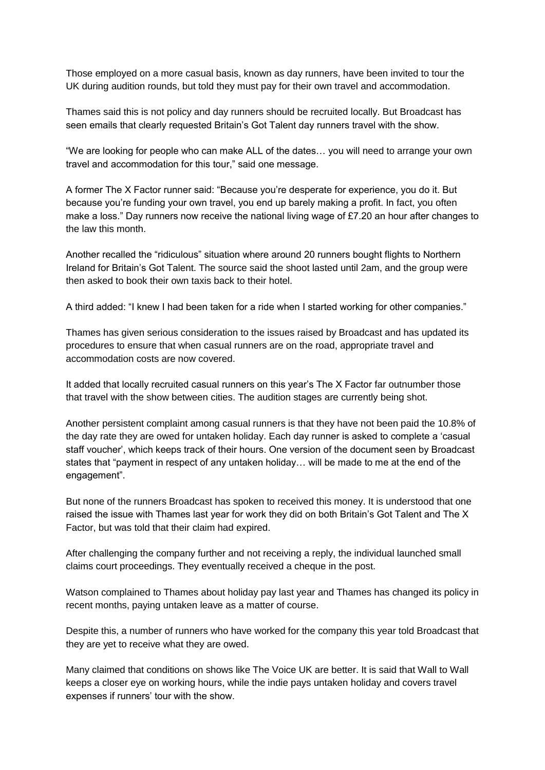Those employed on a more casual basis, known as day runners, have been invited to tour the UK during audition rounds, but told they must pay for their own travel and accommodation.

Thames said this is not policy and day runners should be recruited locally. But Broadcast has seen emails that clearly requested Britain's Got Talent day runners travel with the show.

"We are looking for people who can make ALL of the dates… you will need to arrange your own travel and accommodation for this tour," said one message.

A former The X Factor runner said: "Because you're desperate for experience, you do it. But because you're funding your own travel, you end up barely making a profit. In fact, you often make a loss." Day runners now receive the national living wage of £7.20 an hour after changes to the law this month.

Another recalled the "ridiculous" situation where around 20 runners bought flights to Northern Ireland for Britain's Got Talent. The source said the shoot lasted until 2am, and the group were then asked to book their own taxis back to their hotel.

A third added: "I knew I had been taken for a ride when I started working for other companies."

Thames has given serious consideration to the issues raised by Broadcast and has updated its procedures to ensure that when casual runners are on the road, appropriate travel and accommodation costs are now covered.

It added that locally recruited casual runners on this year's The X Factor far outnumber those that travel with the show between cities. The audition stages are currently being shot.

Another persistent complaint among casual runners is that they have not been paid the 10.8% of the day rate they are owed for untaken holiday. Each day runner is asked to complete a 'casual staff voucher', which keeps track of their hours. One version of the document seen by Broadcast states that "payment in respect of any untaken holiday… will be made to me at the end of the engagement".

But none of the runners Broadcast has spoken to received this money. It is understood that one raised the issue with Thames last year for work they did on both Britain's Got Talent and The X Factor, but was told that their claim had expired.

After challenging the company further and not receiving a reply, the individual launched small claims court proceedings. They eventually received a cheque in the post.

Watson complained to Thames about holiday pay last year and Thames has changed its policy in recent months, paying untaken leave as a matter of course.

Despite this, a number of runners who have worked for the company this year told Broadcast that they are yet to receive what they are owed.

Many claimed that conditions on shows like The Voice UK are better. It is said that Wall to Wall keeps a closer eye on working hours, while the indie pays untaken holiday and covers travel expenses if runners' tour with the show.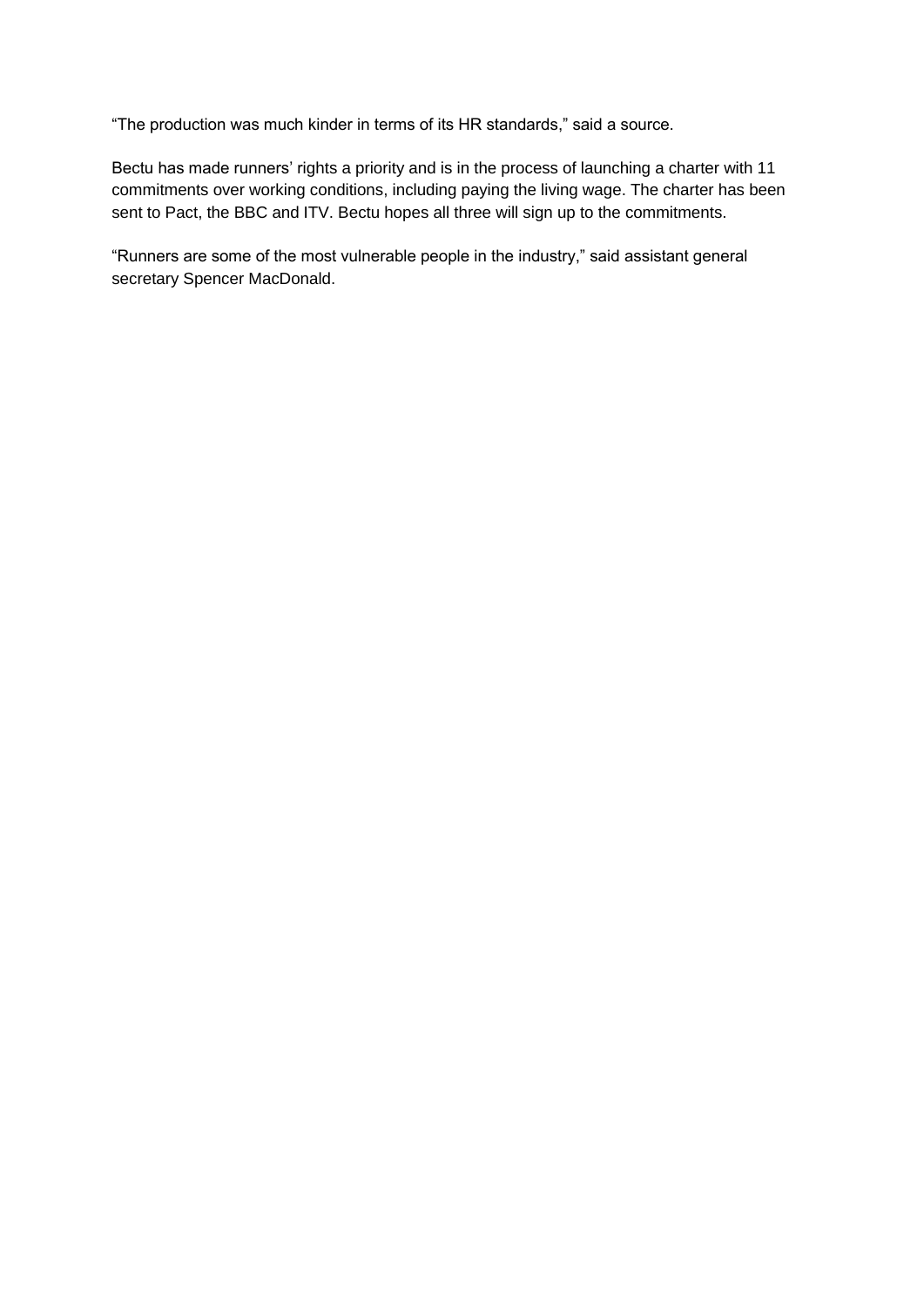"The production was much kinder in terms of its HR standards," said a source.

Bectu has made runners' rights a priority and is in the process of launching a charter with 11 commitments over working conditions, including paying the living wage. The charter has been sent to Pact, the BBC and ITV. Bectu hopes all three will sign up to the commitments.

"Runners are some of the most vulnerable people in the industry," said assistant general secretary Spencer MacDonald.